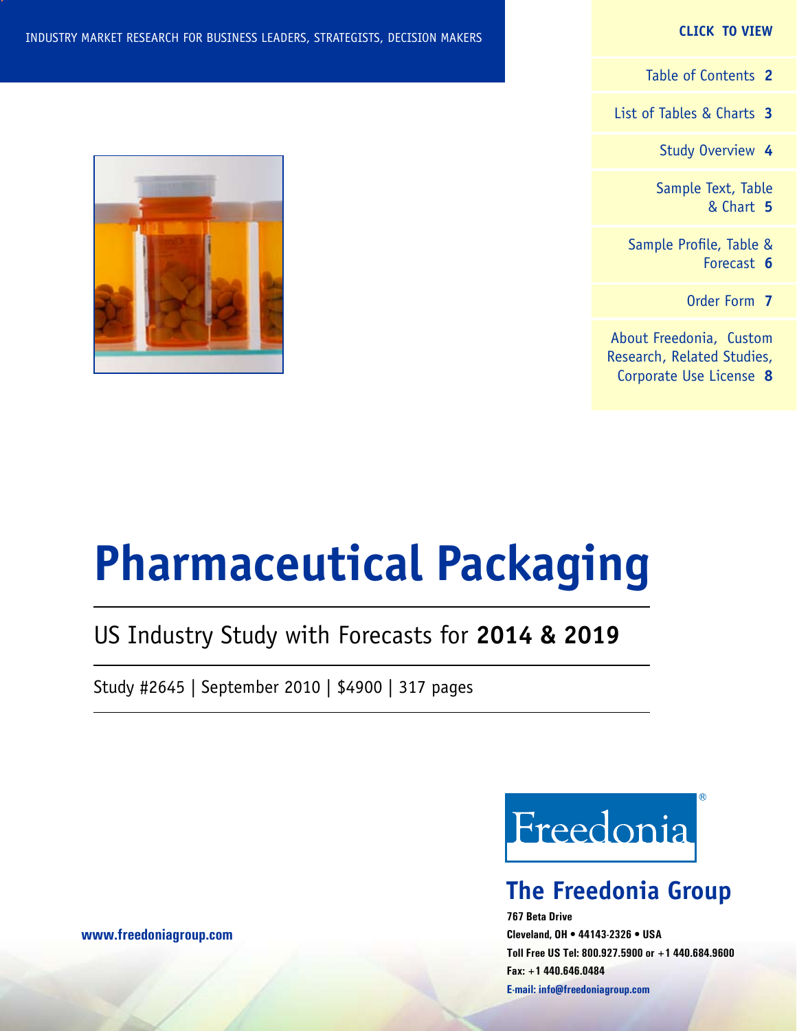INDUSTRY MARKET RESEARCH FOR BUSINESS LEADERS, STRATEGISTS, DECISION MAKERS

**CLICK TO VIEW**

- Table of Contents **2**
- List of Tables & Charts **3**
- Study Overview **4**
- Sample Text, Table & Chart **5**
- Sample Profile, Table & Forecast **6**
- Order Form **7**
- About Freedonia, Custom Research, Related Studies, Corporate Use License **8**

# Pharmaceutical Packaging

US Industry Study with Forecasts for **2014 & 2019**

Study #2645 | September 2010 | $4900 | 317 pages

Freedonia®

## The Freedonia Group

**767 Beta Drive**
**Cleveland, OH • 44143-2326 • USA**
**Toll Free US Tel: 800.927.5900 or +1 440.684.9600**
**Fax: +1 440.646.0484**
**E-mail: info@freedoniagroup.com**

**www.freedoniagroup.com**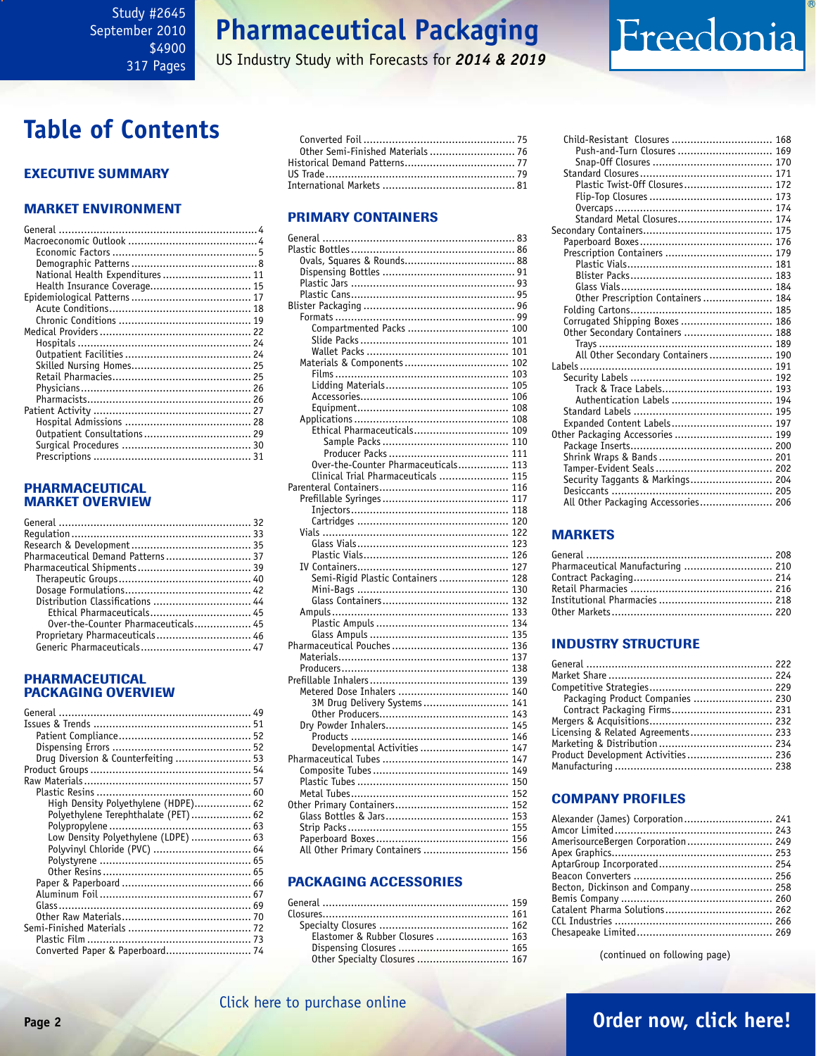Study #2645
September 2010
$4900
317 Pages

# Pharmaceutical Packaging

US Industry Study with Forecasts for *2014 & 2019*

Freedonia

# Table of Contents

## EXECUTIVE SUMMARY

## MARKET ENVIRONMENT

- General ... 4
- Macroeconomic Outlook ... 4
  - Economic Factors ... 5
  - Demographic Patterns ... 8
- National Health Expenditures ... 11
  - Health Insurance Coverage ... 15
- Epidemiological Patterns ... 17
  - Acute Conditions ... 18
  - Chronic Conditions ... 19
- Medical Providers ... 22
  - Hospitals ... 24
  - Outpatient Facilities ... 24
  - Skilled Nursing Homes ... 25
  - Retail Pharmacies ... 25
  - Physicians ... 26
  - Pharmacists ... 26
- Patient Activity ... 27
  - Hospital Admissions ... 28
  - Outpatient Consultations ... 29
  - Surgical Procedures ... 30
  - Prescriptions ... 31

## PHARMACEUTICAL MARKET OVERVIEW

- General ... 32
- Regulation ... 33
- Research & Development ... 35
- Pharmaceutical Demand Patterns ... 37
- Pharmaceutical Shipments ... 39
  - Therapeutic Groups ... 40
  - Dosage Formulations ... 42
  - Distribution Classifications ... 44
    - Ethical Pharmaceuticals ... 45
    - Over-the-Counter Pharmaceuticals ... 45
  - Proprietary Pharmaceuticals ... 46
  - Generic Pharmaceuticals ... 47

## PHARMACEUTICAL PACKAGING OVERVIEW

- General ... 49
- Issues & Trends ... 51
  - Patient Compliance ... 52
  - Dispensing Errors ... 52
  - Drug Diversion & Counterfeiting ... 53
- Product Groups ... 54
- Raw Materials ... 57
  - Plastic Resins ... 60
    - High Density Polyethylene (HDPE) ... 62
    - Polyethylene Terephthalate (PET) ... 62
    - Polypropylene ... 63
    - Low Density Polyethylene (LDPE) ... 63
    - Polyvinyl Chloride (PVC) ... 64
    - Polystyrene ... 65
    - Other Resins ... 65
  - Paper & Paperboard ... 66
  - Aluminum Foil ... 67
  - Glass ... 69
  - Other Raw Materials ... 70
- Semi-Finished Materials ... 72
  - Plastic Film ... 73
  - Converted Paper & Paperboard ... 74
  - Converted Foil ... 75
  - Other Semi-Finished Materials ... 76
- Historical Demand Patterns ... 77
- US Trade ... 79
- International Markets ... 81

## PRIMARY CONTAINERS

- General ... 83
- Plastic Bottles ... 86
  - Ovals, Squares & Rounds ... 88
  - Dispensing Bottles ... 91
  - Plastic Jars ... 93
  - Plastic Cans ... 95
- Blister Packaging ... 96
  - Formats ... 99
    - Compartmented Packs ... 100
    - Slide Packs ... 101
    - Wallet Packs ... 101
  - Materials & Components ... 102
    - Films ... 103
    - Lidding Materials ... 105
    - Accessories ... 106
    - Equipment ... 108
  - Applications ... 108
    - Ethical Pharmaceuticals ... 109
      - Sample Packs ... 110
      - Producer Packs ... 111
    - Over-the-Counter Pharmaceuticals ... 113
    - Clinical Trial Pharmaceuticals ... 115
- Parenteral Containers ... 116
  - Prefillable Syringes ... 117
    - Injectors ... 118
    - Cartridges ... 120
  - Vials ... 122
    - Glass Vials ... 123
    - Plastic Vials ... 126
  - IV Containers ... 127
    - Semi-Rigid Plastic Containers ... 128
    - Mini-Bags ... 130
    - Glass Containers ... 132
  - Ampuls ... 133
    - Plastic Ampuls ... 134
    - Glass Ampuls ... 135
- Pharmaceutical Pouches ... 136
  - Materials ... 137
  - Producers ... 138
- Prefillable Inhalers ... 139
  - Metered Dose Inhalers ... 140
    - 3M Drug Delivery Systems ... 141
    - Other Producers ... 143
  - Dry Powder Inhalers ... 145
    - Products ... 146
    - Developmental Activities ... 147
- Pharmaceutical Tubes ... 147
  - Composite Tubes ... 149
  - Plastic Tubes ... 150
  - Metal Tubes ... 152
- Other Primary Containers ... 152
  - Glass Bottles & Jars ... 153
  - Strip Packs ... 155
  - Paperboard Boxes ... 156
  - All Other Primary Containers ... 156

## PACKAGING ACCESSORIES

- General ... 159
- Closures ... 161
  - Specialty Closures ... 162
    - Elastomer & Rubber Closures ... 163
    - Dispensing Closures ... 165
    - Other Specialty Closures ... 167
  - Child-Resistant Closures ... 168
    - Push-and-Turn Closures ... 169
    - Snap-Off Closures ... 170
  - Standard Closures ... 171
    - Plastic Twist-Off Closures ... 172
    - Flip-Top Closures ... 173
    - Overcaps ... 174
    - Standard Metal Closures ... 174
- Secondary Containers ... 175
  - Paperboard Boxes ... 176
  - Prescription Containers ... 179
    - Plastic Vials ... 181
    - Blister Packs ... 183
    - Glass Vials ... 184
    - Other Prescription Containers ... 184
  - Folding Cartons ... 185
  - Corrugated Shipping Boxes ... 186
  - Other Secondary Containers ... 188
    - Trays ... 189
    - All Other Secondary Containers ... 190
- Labels ... 191
  - Security Labels ... 192
    - Track & Trace Labels ... 193
    - Authentication Labels ... 194
  - Standard Labels ... 195
  - Expanded Content Labels ... 197
- Other Packaging Accessories ... 199
  - Package Inserts ... 200
  - Shrink Wraps & Bands ... 201
  - Tamper-Evident Seals ... 202
  - Security Taggants & Markings ... 204
  - Desiccants ... 205
  - All Other Packaging Accessories ... 206

## MARKETS

- General ... 208
- Pharmaceutical Manufacturing ... 210
- Contract Packaging ... 214
- Retail Pharmacies ... 216
- Institutional Pharmacies ... 218
- Other Markets ... 220

## INDUSTRY STRUCTURE

- General ... 222
- Market Share ... 224
- Competitive Strategies ... 229
  - Packaging Product Companies ... 230
  - Contract Packaging Firms ... 231
- Mergers & Acquisitions ... 232
- Licensing & Related Agreements ... 233
- Marketing & Distribution ... 234
- Product Development Activities ... 236
- Manufacturing ... 238

## COMPANY PROFILES

- Alexander (James) Corporation ... 241
- Amcor Limited ... 243
- AmerisourceBergen Corporation ... 249
- Apex Graphics ... 253
- AptarGroup Incorporated ... 254
- Beacon Converters ... 256
- Becton, Dickinson and Company ... 258
- Bemis Company ... 260
- Catalent Pharma Solutions ... 262
- CCL Industries ... 266
- Chesapeake Limited ... 269

(continued on following page)

Click here to purchase online

Order now, click here!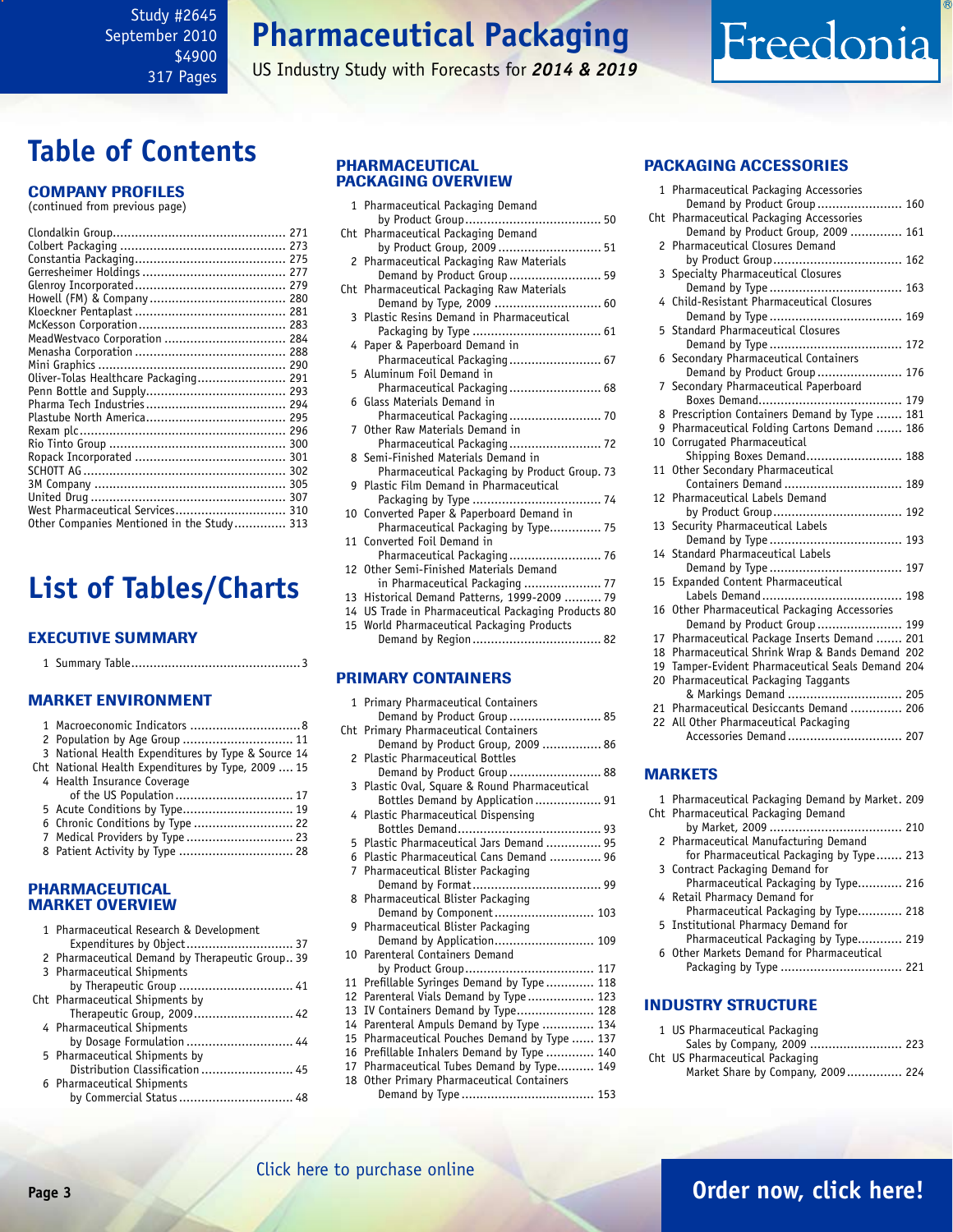# Table of Contents

## COMPANY PROFILES

(continued from previous page)

- Clondalkin Group ... 271
- Colbert Packaging ... 273
- Constantia Packaging ... 275
- Gerresheimer Holdings ... 277
- Glenroy Incorporated ... 279
- Howell (FM) & Company ... 280
- Kloeckner Pentaplast ... 281
- McKesson Corporation ... 283
- MeadWestvaco Corporation ... 284
- Menasha Corporation ... 288
- Mini Graphics ... 290
- Oliver-Tolas Healthcare Packaging ... 291
- Penn Bottle and Supply ... 293
- Pharma Tech Industries ... 294
- Plastube North America ... 295
- Rexam plc ... 296
- Rio Tinto Group ... 300
- Ropack Incorporated ... 301
- SCHOTT AG ... 302
- 3M Company ... 305
- United Drug ... 307
- West Pharmaceutical Services ... 310
- Other Companies Mentioned in the Study ... 313

# List of Tables/Charts

## EXECUTIVE SUMMARY

1 Summary Table ... 3

## MARKET ENVIRONMENT

1 Macroeconomic Indicators ... 8
2 Population by Age Group ... 11
3 National Health Expenditures by Type & Source 14
Cht National Health Expenditures by Type, 2009 ... 15
4 Health Insurance Coverage of the US Population ... 17
5 Acute Conditions by Type ... 19
6 Chronic Conditions by Type ... 22
7 Medical Providers by Type ... 23
8 Patient Activity by Type ... 28

## PHARMACEUTICAL MARKET OVERVIEW

1 Pharmaceutical Research & Development Expenditures by Object ... 37
2 Pharmaceutical Demand by Therapeutic Group .. 39
3 Pharmaceutical Shipments by Therapeutic Group ... 41
Cht Pharmaceutical Shipments by Therapeutic Group, 2009 ... 42
4 Pharmaceutical Shipments by Dosage Formulation ... 44
5 Pharmaceutical Shipments by Distribution Classification ... 45
6 Pharmaceutical Shipments by Commercial Status ... 48

## PHARMACEUTICAL PACKAGING OVERVIEW

1 Pharmaceutical Packaging Demand by Product Group ... 50
Cht Pharmaceutical Packaging Demand by Product Group, 2009 ... 51
2 Pharmaceutical Packaging Raw Materials Demand by Product Group ... 59
Cht Pharmaceutical Packaging Raw Materials Demand by Type, 2009 ... 60
3 Plastic Resins Demand in Pharmaceutical Packaging by Type ... 61
4 Paper & Paperboard Demand in Pharmaceutical Packaging ... 67
5 Aluminum Foil Demand in Pharmaceutical Packaging ... 68
6 Glass Materials Demand in Pharmaceutical Packaging ... 70
7 Other Raw Materials Demand in Pharmaceutical Packaging ... 72
8 Semi-Finished Materials Demand in Pharmaceutical Packaging by Product Group. 73
9 Plastic Film Demand in Pharmaceutical Packaging by Type ... 74
10 Converted Paper & Paperboard Demand in Pharmaceutical Packaging by Type ... 75
11 Converted Foil Demand in Pharmaceutical Packaging ... 76
12 Other Semi-Finished Materials Demand in Pharmaceutical Packaging ... 77
13 Historical Demand Patterns, 1999-2009 ... 79
14 US Trade in Pharmaceutical Packaging Products 80
15 World Pharmaceutical Packaging Products Demand by Region ... 82

## PRIMARY CONTAINERS

1 Primary Pharmaceutical Containers Demand by Product Group ... 85
Cht Primary Pharmaceutical Containers Demand by Product Group, 2009 ... 86
2 Plastic Pharmaceutical Bottles Demand by Product Group ... 88
3 Plastic Oval, Square & Round Pharmaceutical Bottles Demand by Application ... 91
4 Plastic Pharmaceutical Dispensing Bottles Demand ... 93
5 Plastic Pharmaceutical Jars Demand ... 95
6 Plastic Pharmaceutical Cans Demand ... 96
7 Pharmaceutical Blister Packaging Demand by Format ... 99
8 Pharmaceutical Blister Packaging Demand by Component ... 103
9 Pharmaceutical Blister Packaging Demand by Application ... 109
10 Parenteral Containers Demand by Product Group ... 117
11 Prefillable Syringes Demand by Type ... 118
12 Parenteral Vials Demand by Type ... 123
13 IV Containers Demand by Type ... 128
14 Parenteral Ampuls Demand by Type ... 134
15 Pharmaceutical Pouches Demand by Type ... 137
16 Prefillable Inhalers Demand by Type ... 140
17 Pharmaceutical Tubes Demand by Type ... 149
18 Other Primary Pharmaceutical Containers Demand by Type ... 153

## PACKAGING ACCESSORIES

1 Pharmaceutical Packaging Accessories Demand by Product Group ... 160
Cht Pharmaceutical Packaging Accessories Demand by Product Group, 2009 ... 161
2 Pharmaceutical Closures Demand by Product Group ... 162
3 Specialty Pharmaceutical Closures Demand by Type ... 163
4 Child-Resistant Pharmaceutical Closures Demand by Type ... 169
5 Standard Pharmaceutical Closures Demand by Type ... 172
6 Secondary Pharmaceutical Containers Demand by Product Group ... 176
7 Secondary Pharmaceutical Paperboard Boxes Demand ... 179
8 Prescription Containers Demand by Type ... 181
9 Pharmaceutical Folding Cartons Demand ... 186
10 Corrugated Pharmaceutical Shipping Boxes Demand ... 188
11 Other Secondary Pharmaceutical Containers Demand ... 189
12 Pharmaceutical Labels Demand by Product Group ... 192
13 Security Pharmaceutical Labels Demand by Type ... 193
14 Standard Pharmaceutical Labels Demand by Type ... 197
15 Expanded Content Pharmaceutical Labels Demand ... 198
16 Other Pharmaceutical Packaging Accessories Demand by Product Group ... 199
17 Pharmaceutical Package Inserts Demand ... 201
18 Pharmaceutical Shrink Wrap & Bands Demand 202
19 Tamper-Evident Pharmaceutical Seals Demand 204
20 Pharmaceutical Packaging Taggants & Markings Demand ... 205
21 Pharmaceutical Desiccants Demand ... 206
22 All Other Pharmaceutical Packaging Accessories Demand ... 207

## MARKETS

1 Pharmaceutical Packaging Demand by Market. 209
Cht Pharmaceutical Packaging Demand by Market, 2009 ... 210
2 Pharmaceutical Manufacturing Demand for Pharmaceutical Packaging by Type ... 213
3 Contract Packaging Demand for Pharmaceutical Packaging by Type ... 216
4 Retail Pharmacy Demand for Pharmaceutical Packaging by Type ... 218
5 Institutional Pharmacy Demand for Pharmaceutical Packaging by Type ... 219
6 Other Markets Demand for Pharmaceutical Packaging by Type ... 221

## INDUSTRY STRUCTURE

1 US Pharmaceutical Packaging Sales by Company, 2009 ... 223
Cht US Pharmaceutical Packaging Market Share by Company, 2009 ... 224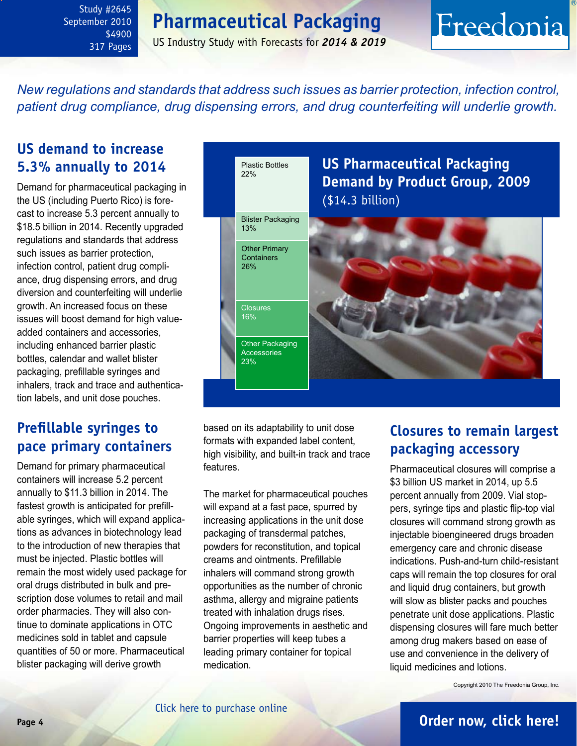Study #2645
September 2010
$4900
317 Pages

# Pharmaceutical Packaging

US Industry Study with Forecasts for ***2014 & 2019***

*New regulations and standards that address such issues as barrier protection, infection control, patient drug compliance, drug dispensing errors, and drug counterfeiting will underlie growth.*

## US demand to increase 5.3% annually to 2014

Demand for pharmaceutical packaging in the US (including Puerto Rico) is forecast to increase 5.3 percent annually to $18.5 billion in 2014. Recently upgraded regulations and standards that address such issues as barrier protection, infection control, patient drug compliance, drug dispensing errors, and drug diversion and counterfeiting will underlie growth. An increased focus on these issues will boost demand for high value-added containers and accessories, including enhanced barrier plastic bottles, calendar and wallet blister packaging, prefillable syringes and inhalers, track and trace and authentication labels, and unit dose pouches.

**US Pharmaceutical Packaging Demand by Product Group, 2009** ($14.3 billion)

| Product Group | Share |
| --- | --- |
| Plastic Bottles | 22% |
| Blister Packaging | 13% |
| Other Primary Containers | 26% |
| Closures | 16% |
| Other Packaging Accessories | 23% |

## Prefillable syringes to pace primary containers

Demand for primary pharmaceutical containers will increase 5.2 percent annually to $11.3 billion in 2014. The fastest growth is anticipated for prefillable syringes, which will expand applications as advances in biotechnology lead to the introduction of new therapies that must be injected. Plastic bottles will remain the most widely used package for oral drugs distributed in bulk and prescription dose volumes to retail and mail order pharmacies. They will also continue to dominate applications in OTC medicines sold in tablet and capsule quantities of 50 or more. Pharmaceutical blister packaging will derive growth based on its adaptability to unit dose formats with expanded label content, high visibility, and built-in track and trace features.

The market for pharmaceutical pouches will expand at a fast pace, spurred by increasing applications in the unit dose packaging of transdermal patches, powders for reconstitution, and topical creams and ointments. Prefillable inhalers will command strong growth opportunities as the number of chronic asthma, allergy and migraine patients treated with inhalation drugs rises. Ongoing improvements in aesthetic and barrier properties will keep tubes a leading primary container for topical medication.

## Closures to remain largest packaging accessory

Pharmaceutical closures will comprise a $3 billion US market in 2014, up 5.5 percent annually from 2009. Vial stoppers, syringe tips and plastic flip-top vial closures will command strong growth as injectable bioengineered drugs broaden emergency care and chronic disease indications. Push-and-turn child-resistant caps will remain the top closures for oral and liquid drug containers, but growth will slow as blister packs and pouches penetrate unit dose applications. Plastic dispensing closures will fare much better among drug makers based on ease of use and convenience in the delivery of liquid medicines and lotions.

Copyright 2010 The Freedonia Group, Inc.

Click here to purchase online

**Order now, click here!**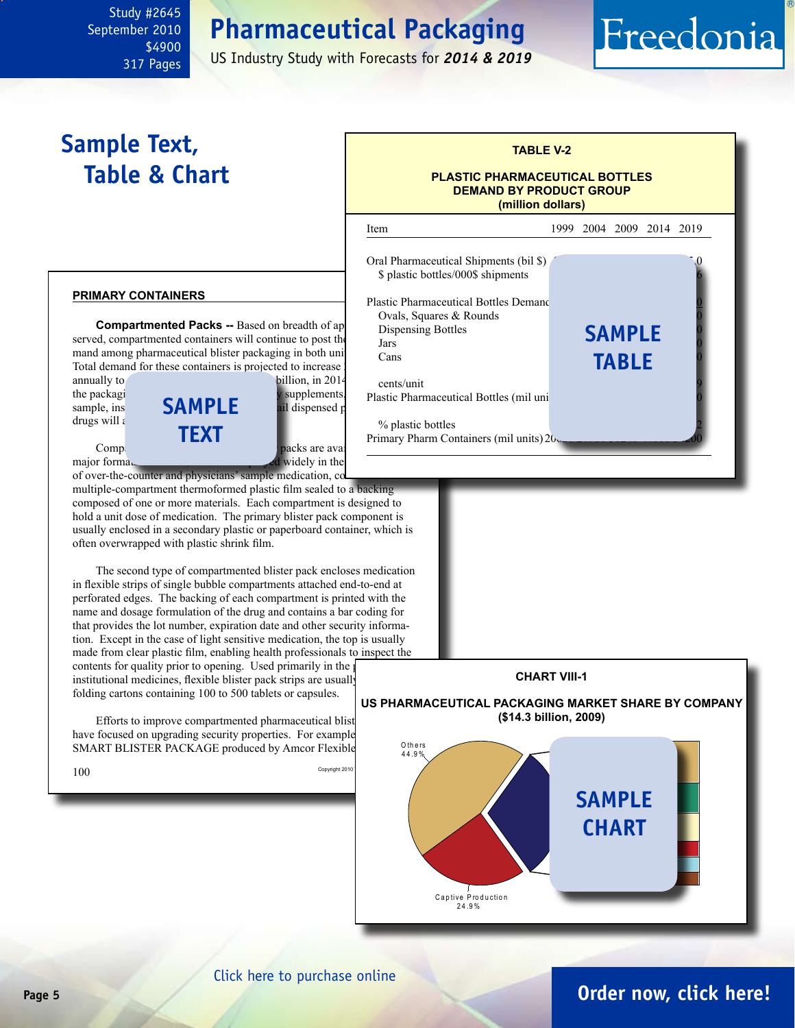# Pharmaceutical Packaging

US Industry Study with Forecasts for *2014 & 2019*

Study #2645
September 2010
$4900
317 Pages

## Sample Text, Table & Chart

### PRIMARY CONTAINERS

**Compartmented Packs --** Based on breadth of ap served, compartmented containers will continue to post th mand among pharmaceutical blister packaging in both uni Total demand for these containers is projected to increase annually to billion, in 2014 the packagi supplements. sample, ins ail dispensed p drugs will a

SAMPLE TEXT

Comp packs are avai major forma ed widely in the of over-the-counter and physicians' sample medication, co multiple-compartment thermoformed plastic film sealed to a backing composed of one or more materials. Each compartment is designed to hold a unit dose of medication. The primary blister pack component is usually enclosed in a secondary plastic or paperboard container, which is often overwrapped with plastic shrink film.

The second type of compartmented blister pack encloses medication in flexible strips of single bubble compartments attached end-to-end at perforated edges. The backing of each compartment is printed with the name and dosage formulation of the drug and contains a bar coding for that provides the lot number, expiration date and other security information. Except in the case of light sensitive medication, the top is usually made from clear plastic film, enabling health professionals to inspect the contents for quality prior to opening. Used primarily in the institutional medicines, flexible blister pack strips are usually folding cartons containing 100 to 500 tablets or capsules.

Efforts to improve compartmented pharmaceutical blist have focused on upgrading security properties. For example SMART BLISTER PACKAGE produced by Amcor Flexible

100

Copyright 2010

**TABLE V-2**

**PLASTIC PHARMACEUTICAL BOTTLES DEMAND BY PRODUCT GROUP (million dollars)**

| Item | 1999 | 2004 | 2009 | 2014 | 2019 |
|---|---|---|---|---|---|
| Oral Pharmaceutical Shipments (bil $) | | | | | .0 |
| $ plastic bottles/000$ shipments | | | | | 6 |
| | | | | | |
| Plastic Pharmaceutical Bottles Demand | | | | | 0 |
| Ovals, Squares & Rounds | | | | | 0 |
| Dispensing Bottles | | | | | 0 |
| Jars | | | | | 0 |
| Cans | | | | | 0 |
| | | | | | |
| cents/unit | | | | | 9 |
| Plastic Pharmaceutical Bottles (mil units) | | | | | 0 |
| | | | | | |
| % plastic bottles | | | | | 2 |
| Primary Pharm Containers (mil units) | 20 | | | | 200 |

SAMPLE TABLE

**CHART VIII-1**

**US PHARMACEUTICAL PACKAGING MARKET SHARE BY COMPANY ($14.3 billion, 2009)**

Others 44.9%

Captive Production 24.9%

SAMPLE CHART

Click here to purchase online

Order now, click here!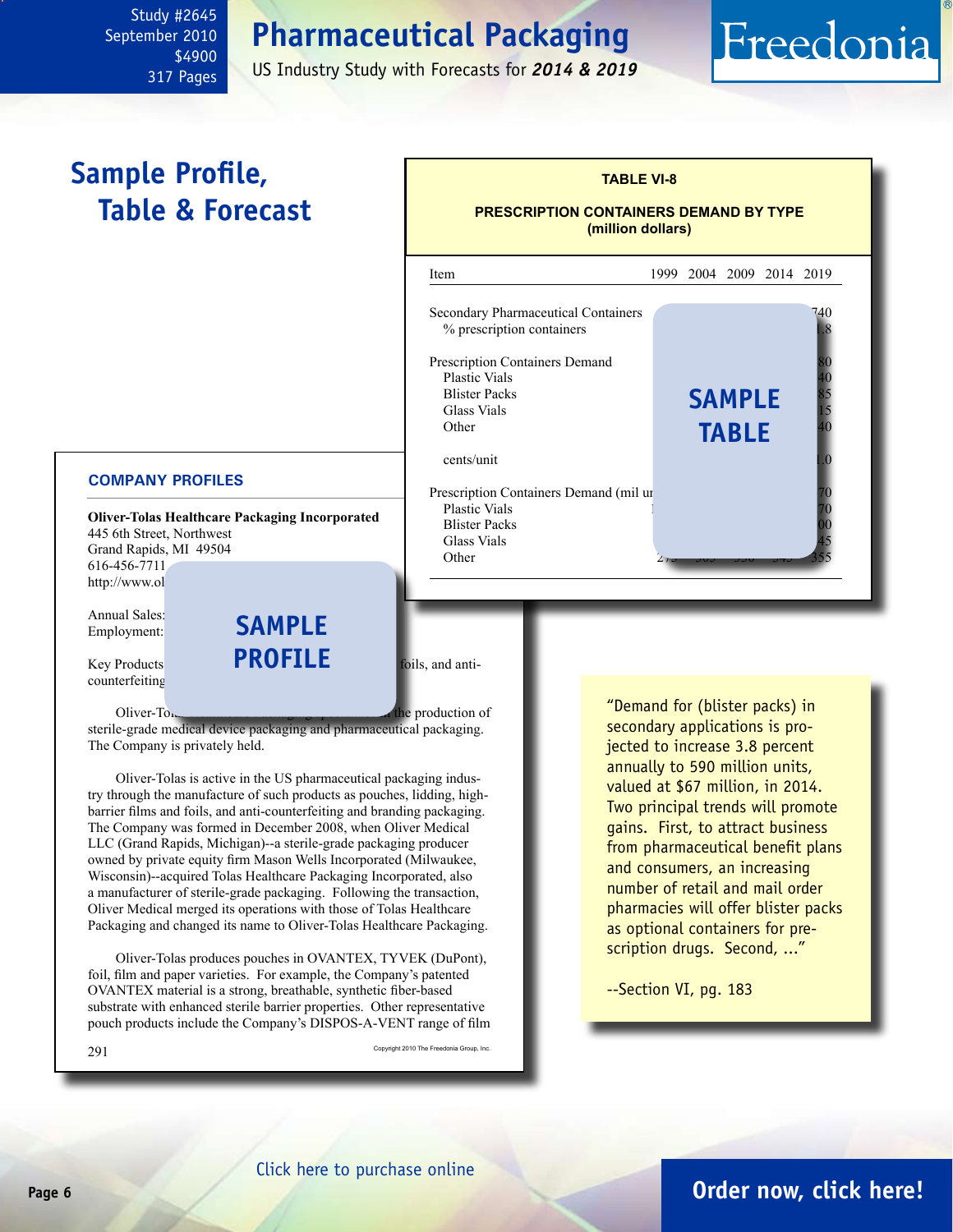Study #2645
September 2010
$4900
317 Pages

# Pharmaceutical Packaging

US Industry Study with Forecasts for ***2014 & 2019***

Freedonia

## Sample Profile, Table & Forecast

**TABLE VI-8**

**PRESCRIPTION CONTAINERS DEMAND BY TYPE (million dollars)**

| Item | 1999 | 2004 | 2009 | 2014 | 2019 |
|---|---|---|---|---|---|
| Secondary Pharmaceutical Containers | | | | | 740 |
| % prescription containers | | | | | .8 |
| Prescription Containers Demand | | | | | 80 |
| Plastic Vials | | | | | 40 |
| Blister Packs | | | | | 85 |
| Glass Vials | | | | | 15 |
| Other | | | | | 40 |
| cents/unit | | | | | .0 |
| Prescription Containers Demand (mil un | | | | | 70 |
| Plastic Vials | | | | | 70 |
| Blister Packs | | | | | 00 |
| Glass Vials | | | | | 45 |
| Other | | | | | 355 |

SAMPLE TABLE

**COMPANY PROFILES**

**Oliver-Tolas Healthcare Packaging Incorporated**
445 6th Street, Northwest
Grand Rapids, MI 49504
616-456-7711
http://www.ol

Annual Sales:
Employment:

Key Products ... foils, and anti-counterfeiting

SAMPLE PROFILE

Oliver-To... the production of sterile-grade medical device packaging and pharmaceutical packaging. The Company is privately held.

Oliver-Tolas is active in the US pharmaceutical packaging industry through the manufacture of such products as pouches, lidding, high-barrier films and foils, and anti-counterfeiting and branding packaging. The Company was formed in December 2008, when Oliver Medical LLC (Grand Rapids, Michigan)--a sterile-grade packaging producer owned by private equity firm Mason Wells Incorporated (Milwaukee, Wisconsin)--acquired Tolas Healthcare Packaging Incorporated, also a manufacturer of sterile-grade packaging. Following the transaction, Oliver Medical merged its operations with those of Tolas Healthcare Packaging and changed its name to Oliver-Tolas Healthcare Packaging.

Oliver-Tolas produces pouches in OVANTEX, TYVEK (DuPont), foil, film and paper varieties. For example, the Company's patented OVANTEX material is a strong, breathable, synthetic fiber-based substrate with enhanced sterile barrier properties. Other representative pouch products include the Company's DISPOS-A-VENT range of film

291 Copyright 2010 The Freedonia Group, Inc.

"Demand for (blister packs) in secondary applications is projected to increase 3.8 percent annually to 590 million units, valued at $67 million, in 2014. Two principal trends will promote gains. First, to attract business from pharmaceutical benefit plans and consumers, an increasing number of retail and mail order pharmacies will offer blister packs as optional containers for prescription drugs. Second, ..."

--Section VI, pg. 183

Click here to purchase online

**Order now, click here!**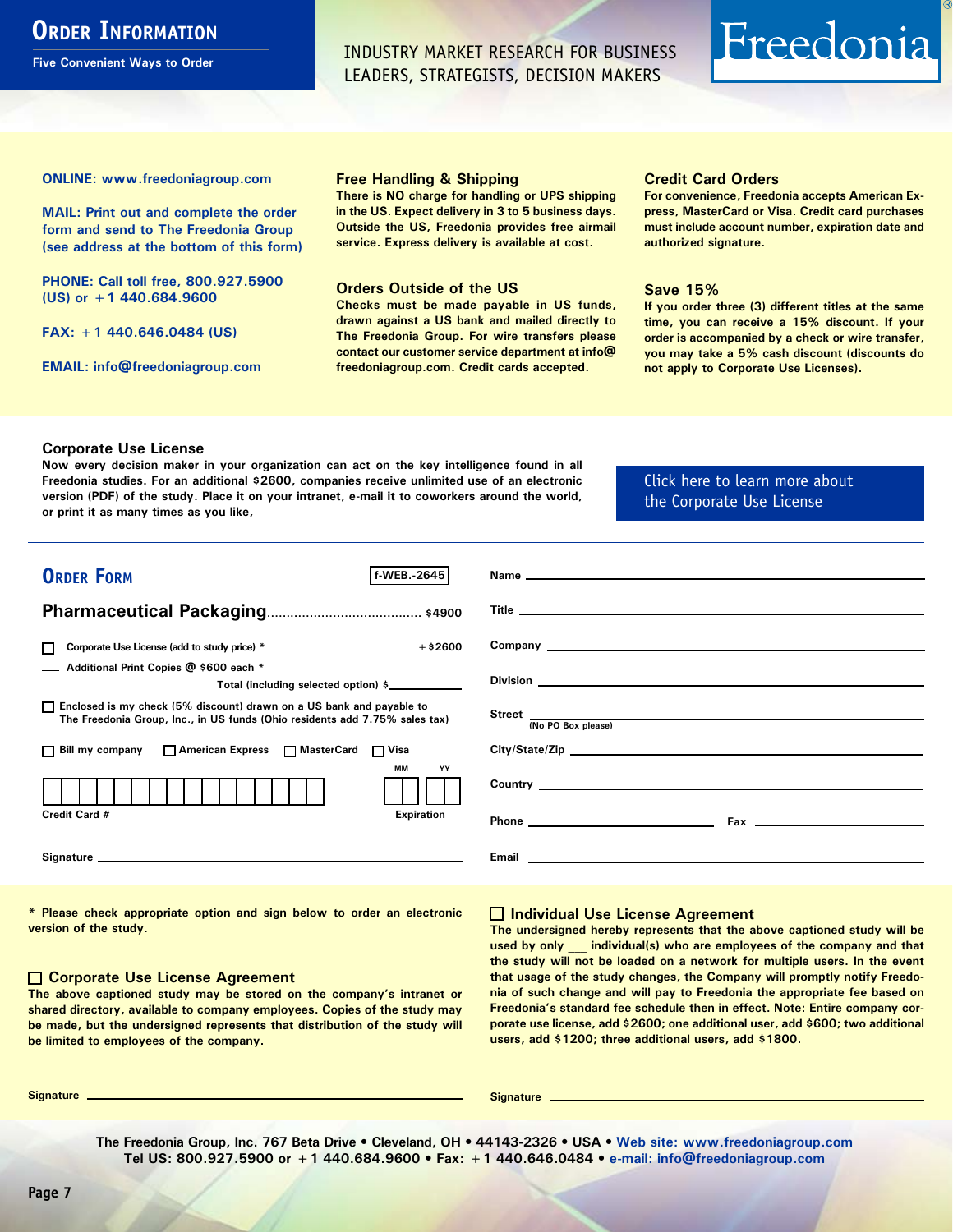# Order Information

**Five Convenient Ways to Order**

INDUSTRY MARKET RESEARCH FOR BUSINESS LEADERS, STRATEGISTS, DECISION MAKERS

Freedonia®

**ONLINE: www.freedoniagroup.com**

**MAIL: Print out and complete the order form and send to The Freedonia Group (see address at the bottom of this form)**

**PHONE: Call toll free, 800.927.5900 (US) or +1 440.684.9600**

**FAX: +1 440.646.0484 (US)**

**EMAIL: info@freedoniagroup.com**

### Free Handling & Shipping

There is NO charge for handling or UPS shipping in the US. Expect delivery in 3 to 5 business days. Outside the US, Freedonia provides free airmail service. Express delivery is available at cost.

### Orders Outside of the US

Checks must be made payable in US funds, drawn against a US bank and mailed directly to The Freedonia Group. For wire transfers please contact our customer service department at info@freedoniagroup.com. Credit cards accepted.

### Credit Card Orders

For convenience, Freedonia accepts American Express, MasterCard or Visa. Credit card purchases must include account number, expiration date and authorized signature.

### Save 15%

If you order three (3) different titles at the same time, you can receive a 15% discount. If your order is accompanied by a check or wire transfer, you may take a 5% cash discount (discounts do not apply to Corporate Use Licenses).

### Corporate Use License

Now every decision maker in your organization can act on the key intelligence found in all Freedonia studies. For an additional $2600, companies receive unlimited use of an electronic version (PDF) of the study. Place it on your intranet, e-mail it to coworkers around the world, or print it as many times as you like,

Click here to learn more about the Corporate Use License

## Order Form

f-WEB.-2645

**Pharmaceutical Packaging**........................................ $4900

☐ Corporate Use License (add to study price) * +$2600

___ Additional Print Copies @ $600 each *

Total (including selected option) $__________

☐ Enclosed is my check (5% discount) drawn on a US bank and payable to The Freedonia Group, Inc., in US funds (Ohio residents add 7.75% sales tax)

☐ Bill my company ☐ American Express ☐ MasterCard ☐ Visa

Credit Card # ____________________ Expiration MM ___ YY ___

Signature ____________________

Name ____________________

Title ____________________

Company ____________________

Division ____________________

Street ____________________ (No PO Box please)

City/State/Zip ____________________

Country ____________________

Phone ____________________ Fax ____________________

Email ____________________

\* Please check appropriate option and sign below to order an electronic version of the study.

### ☐ Corporate Use License Agreement

The above captioned study may be stored on the company's intranet or shared directory, available to company employees. Copies of the study may be made, but the undersigned represents that distribution of the study will be limited to employees of the company.

Signature ____________________

### ☐ Individual Use License Agreement

The undersigned hereby represents that the above captioned study will be used by only ___ individual(s) who are employees of the company and that the study will not be loaded on a network for multiple users. In the event that usage of the study changes, the Company will promptly notify Freedonia of such change and will pay to Freedonia the appropriate fee based on Freedonia's standard fee schedule then in effect. Note: Entire company corporate use license, add $2600; one additional user, add $600; two additional users, add $1200; three additional users, add $1800.

Signature ____________________

**The Freedonia Group, Inc. 767 Beta Drive • Cleveland, OH • 44143-2326 • USA • Web site: www.freedoniagroup.com**
**Tel US: 800.927.5900 or +1 440.684.9600 • Fax: +1 440.646.0484 • e-mail: info@freedoniagroup.com**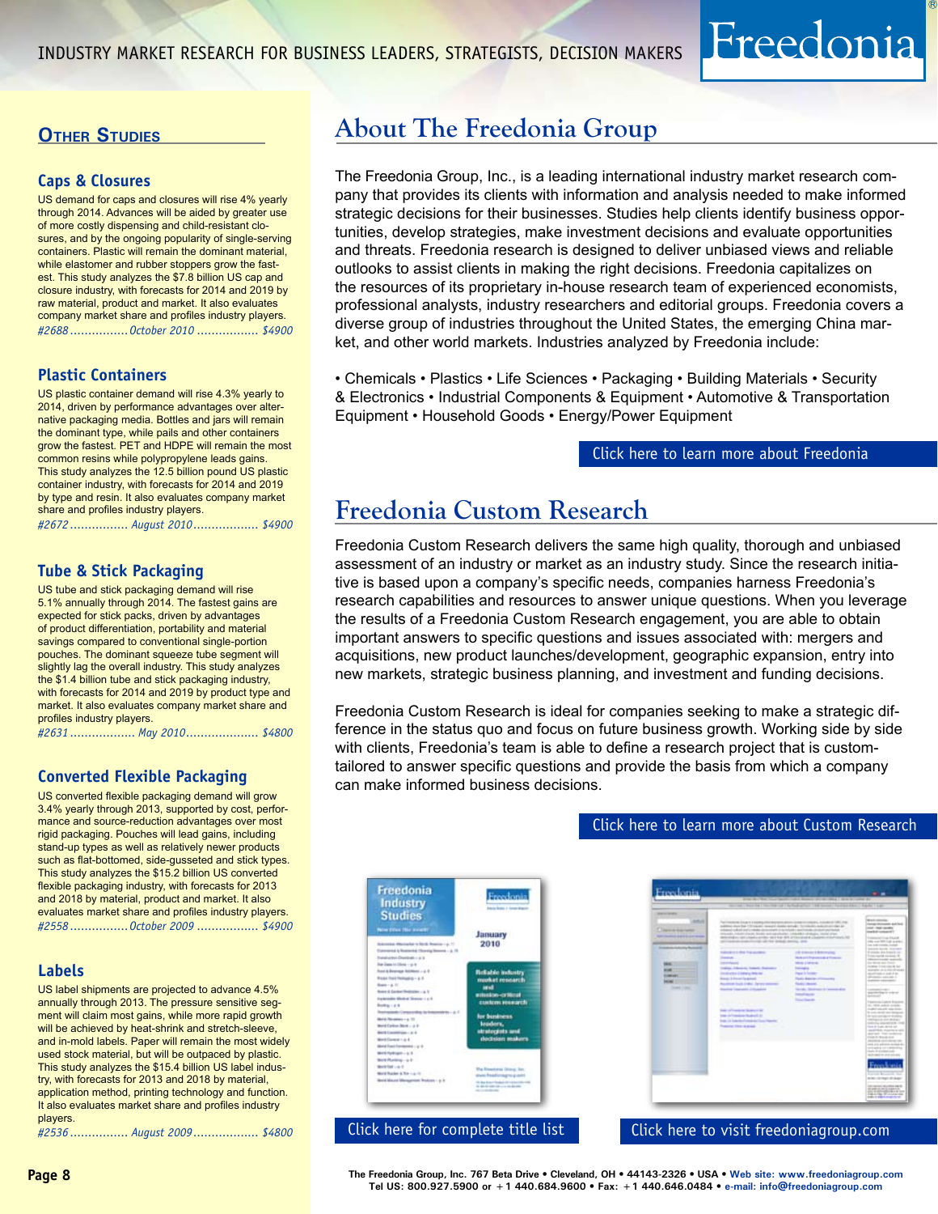INDUSTRY MARKET RESEARCH FOR BUSINESS LEADERS, STRATEGISTS, DECISION MAKERS

Freedonia

## Other Studies

### Caps & Closures

US demand for caps and closures will rise 4% yearly through 2014. Advances will be aided by greater use of more costly dispensing and child-resistant closures, and by the ongoing popularity of single-serving containers. Plastic will remain the dominant material, while elastomer and rubber stoppers grow the fastest. This study analyzes the $7.8 billion US cap and closure industry, with forecasts for 2014 and 2019 by raw material, product and market. It also evaluates company market share and profiles industry players.

*#2688 ................ October 2010 ................. $4900*

### Plastic Containers

US plastic container demand will rise 4.3% yearly to 2014, driven by performance advantages over alternative packaging media. Bottles and jars will remain the dominant type, while pails and other containers grow the fastest. PET and HDPE will remain the most common resins while polypropylene leads gains. This study analyzes the 12.5 billion pound US plastic container industry, with forecasts for 2014 and 2019 by type and resin. It also evaluates company market share and profiles industry players.

*#2672 ................ August 2010.................. $4900*

### Tube & Stick Packaging

US tube and stick packaging demand will rise 5.1% annually through 2014. The fastest gains are expected for stick packs, driven by advantages of product differentiation, portability and material savings compared to conventional single-portion pouches. The dominant squeeze tube segment will slightly lag the overall industry. This study analyzes the $1.4 billion tube and stick packaging industry, with forecasts for 2014 and 2019 by product type and market. It also evaluates company market share and profiles industry players.

*#2631 .................. May 2010.................... $4800*

### Converted Flexible Packaging

US converted flexible packaging demand will grow 3.4% yearly through 2013, supported by cost, performance and source-reduction advantages over most rigid packaging. Pouches will lead gains, including stand-up types as well as relatively newer products such as flat-bottomed, side-gusseted and stick types. This study analyzes the $15.2 billion US converted flexible packaging industry, with forecasts for 2013 and 2018 by material, product and market. It also evaluates market share and profiles industry players.

*#2558 ................ October 2009 ................. $4900*

### Labels

US label shipments are projected to advance 4.5% annually through 2013. The pressure sensitive segment will claim most gains, while more rapid growth will be achieved by heat-shrink and stretch-sleeve, and in-mold labels. Paper will remain the most widely used stock material, but will be outpaced by plastic. This study analyzes the $15.4 billion US label industry, with forecasts for 2013 and 2018 by material, application method, printing technology and function. It also evaluates market share and profiles industry players.

*#2536 ................ August 2009.................. $4800*

## About The Freedonia Group

The Freedonia Group, Inc., is a leading international industry market research company that provides its clients with information and analysis needed to make informed strategic decisions for their businesses. Studies help clients identify business opportunities, develop strategies, make investment decisions and evaluate opportunities and threats. Freedonia research is designed to deliver unbiased views and reliable outlooks to assist clients in making the right decisions. Freedonia capitalizes on the resources of its proprietary in-house research team of experienced economists, professional analysts, industry researchers and editorial groups. Freedonia covers a diverse group of industries throughout the United States, the emerging China market, and other world markets. Industries analyzed by Freedonia include:

• Chemicals • Plastics • Life Sciences • Packaging • Building Materials • Security & Electronics • Industrial Components & Equipment • Automotive & Transportation Equipment • Household Goods • Energy/Power Equipment

Click here to learn more about Freedonia

## Freedonia Custom Research

Freedonia Custom Research delivers the same high quality, thorough and unbiased assessment of an industry or market as an industry study. Since the research initiative is based upon a company's specific needs, companies harness Freedonia's research capabilities and resources to answer unique questions. When you leverage the results of a Freedonia Custom Research engagement, you are able to obtain important answers to specific questions and issues associated with: mergers and acquisitions, new product launches/development, geographic expansion, entry into new markets, strategic business planning, and investment and funding decisions.

Freedonia Custom Research is ideal for companies seeking to make a strategic difference in the status quo and focus on future business growth. Working side by side with clients, Freedonia's team is able to define a research project that is custom-tailored to answer specific questions and provide the basis from which a company can make informed business decisions.

Click here to learn more about Custom Research

Click here for complete title list

Click here to visit freedoniagroup.com

The Freedonia Group, Inc. 767 Beta Drive • Cleveland, OH • 44143-2326 • USA • Web site: www.freedoniagroup.com
Tel US: 800.927.5900 or +1 440.684.9600 • Fax: +1 440.646.0484 • e-mail: info@freedoniagroup.com